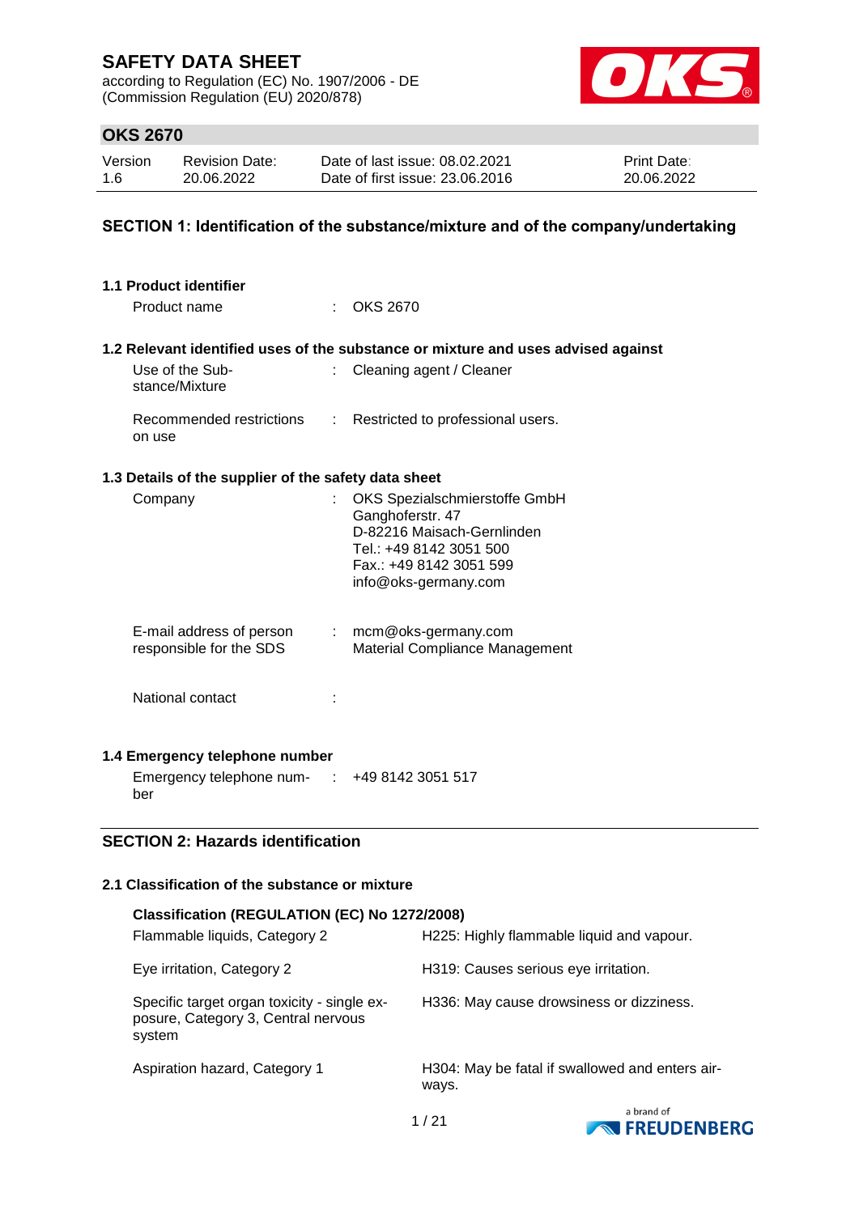# SAFETY DATA SHEET

according to Regulation (EC) No. 1907/2006 - DE
(Commission Regulation (EU) 2020/878)

## OKS 2670

| Version | Revision Date: | Date of last issue: 08.02.2021 | Print Date: |
|---|---|---|---|
| 1.6 | 20.06.2022 | Date of first issue: 23.06.2016 | 20.06.2022 |

## SECTION 1: Identification of the substance/mixture and of the company/undertaking

### 1.1 Product identifier

Product name : OKS 2670

### 1.2 Relevant identified uses of the substance or mixture and uses advised against

Use of the Substance/Mixture : Cleaning agent / Cleaner

Recommended restrictions on use : Restricted to professional users.

### 1.3 Details of the supplier of the safety data sheet

Company : OKS Spezialschmierstoffe GmbH
Ganghoferstr. 47
D-82216 Maisach-Gernlinden
Tel.: +49 8142 3051 500
Fax.: +49 8142 3051 599
info@oks-germany.com

E-mail address of person responsible for the SDS : mcm@oks-germany.com
Material Compliance Management

National contact :

### 1.4 Emergency telephone number

Emergency telephone number : +49 8142 3051 517

## SECTION 2: Hazards identification

### 2.1 Classification of the substance or mixture

**Classification (REGULATION (EC) No 1272/2008)**

| | |
|---|---|
| Flammable liquids, Category 2 | H225: Highly flammable liquid and vapour. |
| Eye irritation, Category 2 | H319: Causes serious eye irritation. |
| Specific target organ toxicity - single exposure, Category 3, Central nervous system | H336: May cause drowsiness or dizziness. |
| Aspiration hazard, Category 1 | H304: May be fatal if swallowed and enters airways. |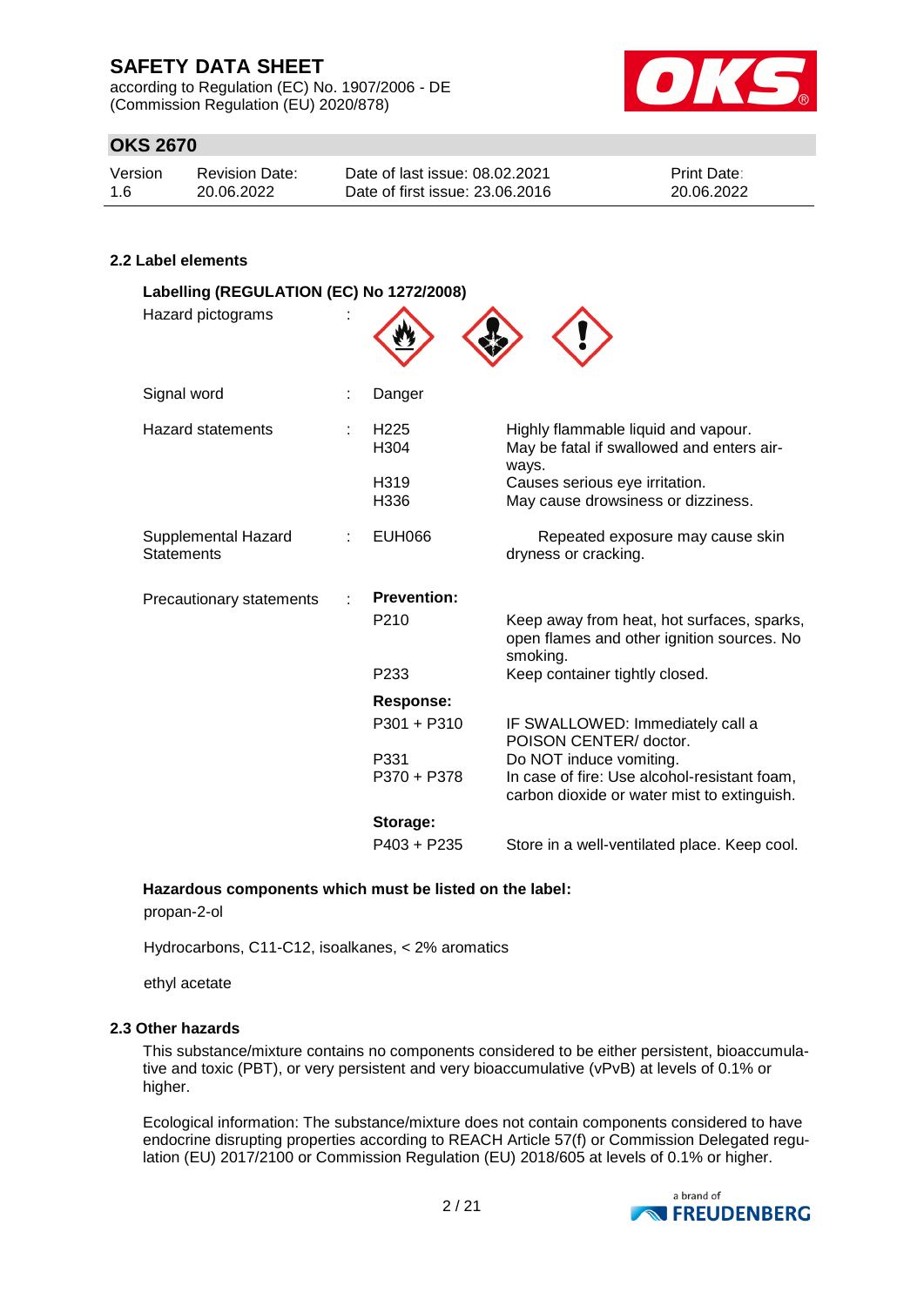### 2.2 Label elements

**Labelling (REGULATION (EC) No 1272/2008)**

| | | | |
|---|---|---|---|
| Hazard pictograms | : | | |
| Signal word | : | Danger | |
| Hazard statements | : | H225 | Highly flammable liquid and vapour. |
| | | H304 | May be fatal if swallowed and enters airways. |
| | | H319 | Causes serious eye irritation. |
| | | H336 | May cause drowsiness or dizziness. |
| Supplemental Hazard Statements | : | EUH066 | Repeated exposure may cause skin dryness or cracking. |
| Precautionary statements | : | **Prevention:** | |
| | | P210 | Keep away from heat, hot surfaces, sparks, open flames and other ignition sources. No smoking. |
| | | P233 | Keep container tightly closed. |
| | | **Response:** | |
| | | P301 + P310 | IF SWALLOWED: Immediately call a POISON CENTER/ doctor. |
| | | P331 | Do NOT induce vomiting. |
| | | P370 + P378 | In case of fire: Use alcohol-resistant foam, carbon dioxide or water mist to extinguish. |
| | | **Storage:** | |
| | | P403 + P235 | Store in a well-ventilated place. Keep cool. |

**Hazardous components which must be listed on the label:**

propan-2-ol

Hydrocarbons, C11-C12, isoalkanes, < 2% aromatics

ethyl acetate

### 2.3 Other hazards

This substance/mixture contains no components considered to be either persistent, bioaccumulative and toxic (PBT), or very persistent and very bioaccumulative (vPvB) at levels of 0.1% or higher.

Ecological information: The substance/mixture does not contain components considered to have endocrine disrupting properties according to REACH Article 57(f) or Commission Delegated regulation (EU) 2017/2100 or Commission Regulation (EU) 2018/605 at levels of 0.1% or higher.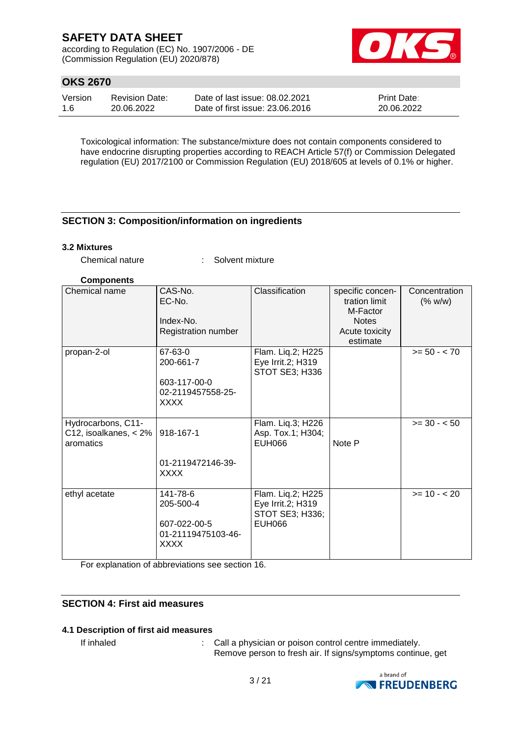Toxicological information: The substance/mixture does not contain components considered to have endocrine disrupting properties according to REACH Article 57(f) or Commission Delegated regulation (EU) 2017/2100 or Commission Regulation (EU) 2018/605 at levels of 0.1% or higher.

## SECTION 3: Composition/information on ingredients

### 3.2 Mixtures

Chemical nature : Solvent mixture

**Components**

| Chemical name | CAS-No.<br>EC-No.<br><br>Index-No.<br>Registration number | Classification | specific concentration limit<br>M-Factor<br>Notes<br>Acute toxicity estimate | Concentration (% w/w) |
|---|---|---|---|---|
| propan-2-ol | 67-63-0<br>200-661-7<br><br>603-117-00-0<br>02-2119457558-25-XXXX | Flam. Liq.2; H225<br>Eye Irrit.2; H319<br>STOT SE3; H336 | | >= 50 - < 70 |
| Hydrocarbons, C11-C12, isoalkanes, < 2% aromatics | 918-167-1<br><br>01-2119472146-39-XXXX | Flam. Liq.3; H226<br>Asp. Tox.1; H304;<br>EUH066 | Note P | >= 30 - < 50 |
| ethyl acetate | 141-78-6<br>205-500-4<br><br>607-022-00-5<br>01-21119475103-46-XXXX | Flam. Liq.2; H225<br>Eye Irrit.2; H319<br>STOT SE3; H336;<br>EUH066 | | >= 10 - < 20 |

For explanation of abbreviations see section 16.

## SECTION 4: First aid measures

### 4.1 Description of first aid measures

If inhaled : Call a physician or poison control centre immediately. Remove person to fresh air. If signs/symptoms continue, get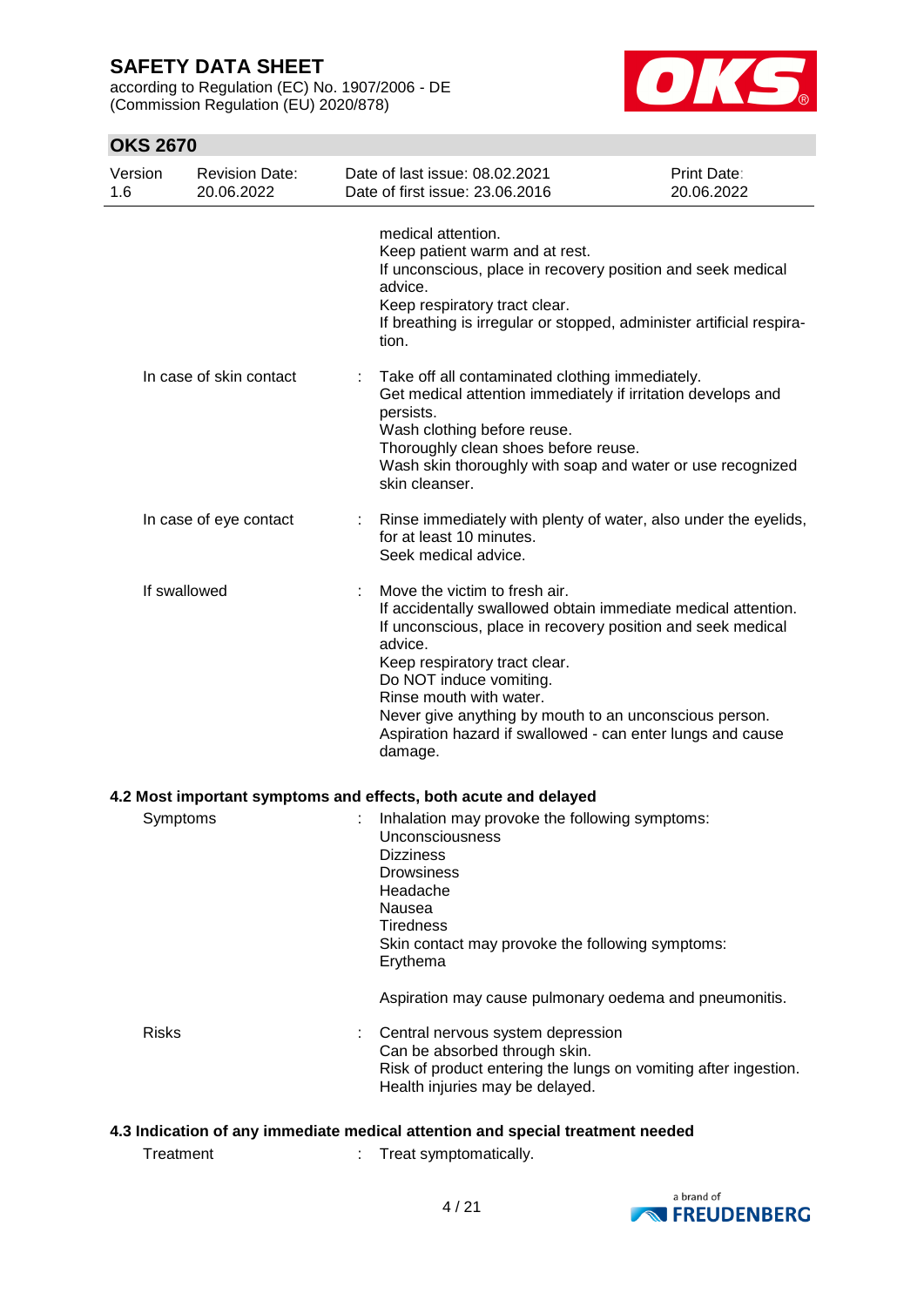medical attention.
Keep patient warm and at rest.
If unconscious, place in recovery position and seek medical advice.
Keep respiratory tract clear.
If breathing is irregular or stopped, administer artificial respiration.

| | | |
|---|---|---|
| In case of skin contact | : | Take off all contaminated clothing immediately.<br>Get medical attention immediately if irritation develops and persists.<br>Wash clothing before reuse.<br>Thoroughly clean shoes before reuse.<br>Wash skin thoroughly with soap and water or use recognized skin cleanser. |
| In case of eye contact | : | Rinse immediately with plenty of water, also under the eyelids, for at least 10 minutes.<br>Seek medical advice. |
| If swallowed | : | Move the victim to fresh air.<br>If accidentally swallowed obtain immediate medical attention.<br>If unconscious, place in recovery position and seek medical advice.<br>Keep respiratory tract clear.<br>Do NOT induce vomiting.<br>Rinse mouth with water.<br>Never give anything by mouth to an unconscious person.<br>Aspiration hazard if swallowed - can enter lungs and cause damage. |

### 4.2 Most important symptoms and effects, both acute and delayed

| | | |
|---|---|---|
| Symptoms | : | Inhalation may provoke the following symptoms:<br>Unconsciousness<br>Dizziness<br>Drowsiness<br>Headache<br>Nausea<br>Tiredness<br>Skin contact may provoke the following symptoms:<br>Erythema<br><br>Aspiration may cause pulmonary oedema and pneumonitis. |
| Risks | : | Central nervous system depression<br>Can be absorbed through skin.<br>Risk of product entering the lungs on vomiting after ingestion.<br>Health injuries may be delayed. |

### 4.3 Indication of any immediate medical attention and special treatment needed

| | | |
|---|---|---|
| Treatment | : | Treat symptomatically. |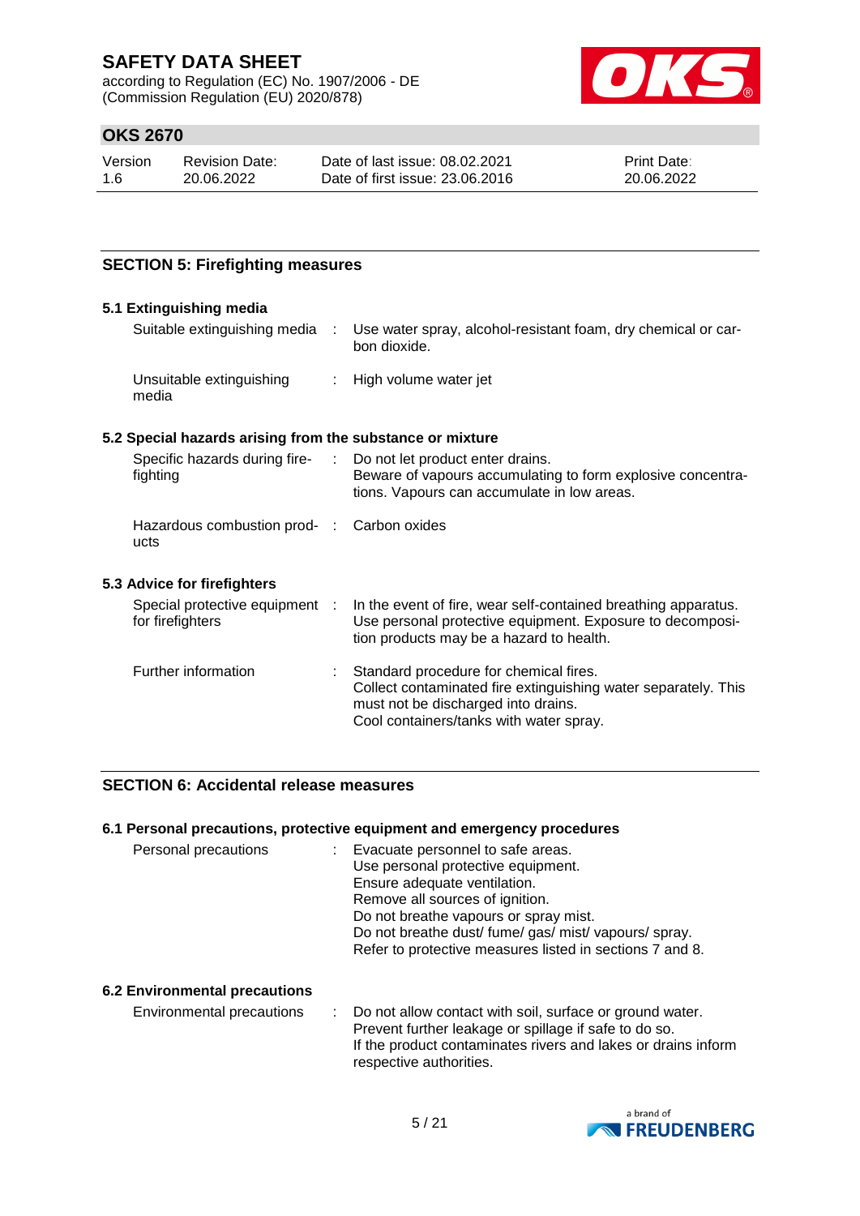## SECTION 5: Firefighting measures

### 5.1 Extinguishing media

| | | |
|---|---|---|
| Suitable extinguishing media | : | Use water spray, alcohol-resistant foam, dry chemical or carbon dioxide. |
| Unsuitable extinguishing media | : | High volume water jet |

### 5.2 Special hazards arising from the substance or mixture

| | | |
|---|---|---|
| Specific hazards during firefighting | : | Do not let product enter drains.<br>Beware of vapours accumulating to form explosive concentrations. Vapours can accumulate in low areas. |
| Hazardous combustion products | : | Carbon oxides |

### 5.3 Advice for firefighters

| | | |
|---|---|---|
| Special protective equipment for firefighters | : | In the event of fire, wear self-contained breathing apparatus.<br>Use personal protective equipment. Exposure to decomposition products may be a hazard to health. |
| Further information | : | Standard procedure for chemical fires.<br>Collect contaminated fire extinguishing water separately. This must not be discharged into drains.<br>Cool containers/tanks with water spray. |

## SECTION 6: Accidental release measures

### 6.1 Personal precautions, protective equipment and emergency procedures

| | | |
|---|---|---|
| Personal precautions | : | Evacuate personnel to safe areas.<br>Use personal protective equipment.<br>Ensure adequate ventilation.<br>Remove all sources of ignition.<br>Do not breathe vapours or spray mist.<br>Do not breathe dust/ fume/ gas/ mist/ vapours/ spray.<br>Refer to protective measures listed in sections 7 and 8. |

### 6.2 Environmental precautions

| | | |
|---|---|---|
| Environmental precautions | : | Do not allow contact with soil, surface or ground water.<br>Prevent further leakage or spillage if safe to do so.<br>If the product contaminates rivers and lakes or drains inform respective authorities. |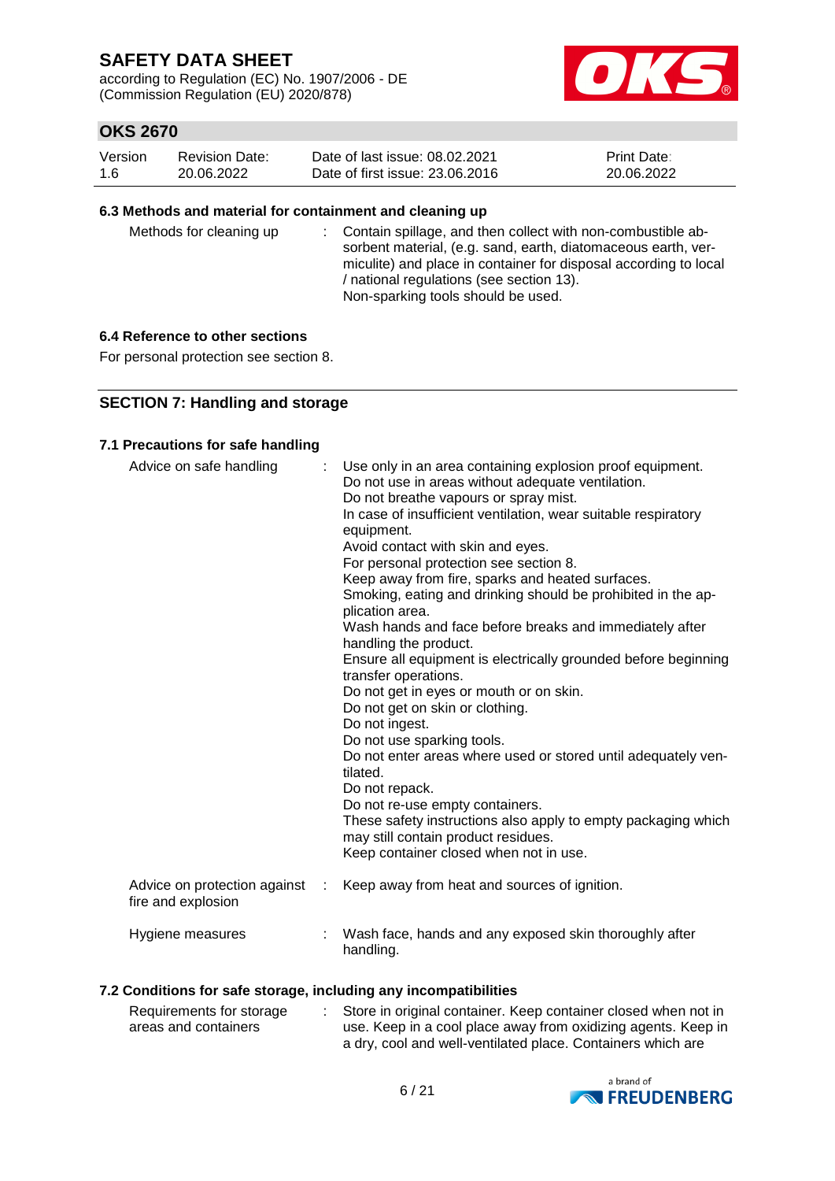#### 6.3 Methods and material for containment and cleaning up

| | |
|---|---|
| Methods for cleaning up | : Contain spillage, and then collect with non-combustible absorbent material, (e.g. sand, earth, diatomaceous earth, vermiculite) and place in container for disposal according to local / national regulations (see section 13). Non-sparking tools should be used. |

#### 6.4 Reference to other sections

For personal protection see section 8.

## SECTION 7: Handling and storage

#### 7.1 Precautions for safe handling

| | |
|---|---|
| Advice on safe handling | : Use only in an area containing explosion proof equipment. Do not use in areas without adequate ventilation. Do not breathe vapours or spray mist. In case of insufficient ventilation, wear suitable respiratory equipment. Avoid contact with skin and eyes. For personal protection see section 8. Keep away from fire, sparks and heated surfaces. Smoking, eating and drinking should be prohibited in the application area. Wash hands and face before breaks and immediately after handling the product. Ensure all equipment is electrically grounded before beginning transfer operations. Do not get in eyes or mouth or on skin. Do not get on skin or clothing. Do not ingest. Do not use sparking tools. Do not enter areas where used or stored until adequately ventilated. Do not repack. Do not re-use empty containers. These safety instructions also apply to empty packaging which may still contain product residues. Keep container closed when not in use. |
| Advice on protection against fire and explosion | : Keep away from heat and sources of ignition. |
| Hygiene measures | : Wash face, hands and any exposed skin thoroughly after handling. |

#### 7.2 Conditions for safe storage, including any incompatibilities

| | |
|---|---|
| Requirements for storage areas and containers | : Store in original container. Keep container closed when not in use. Keep in a cool place away from oxidizing agents. Keep in a dry, cool and well-ventilated place. Containers which are |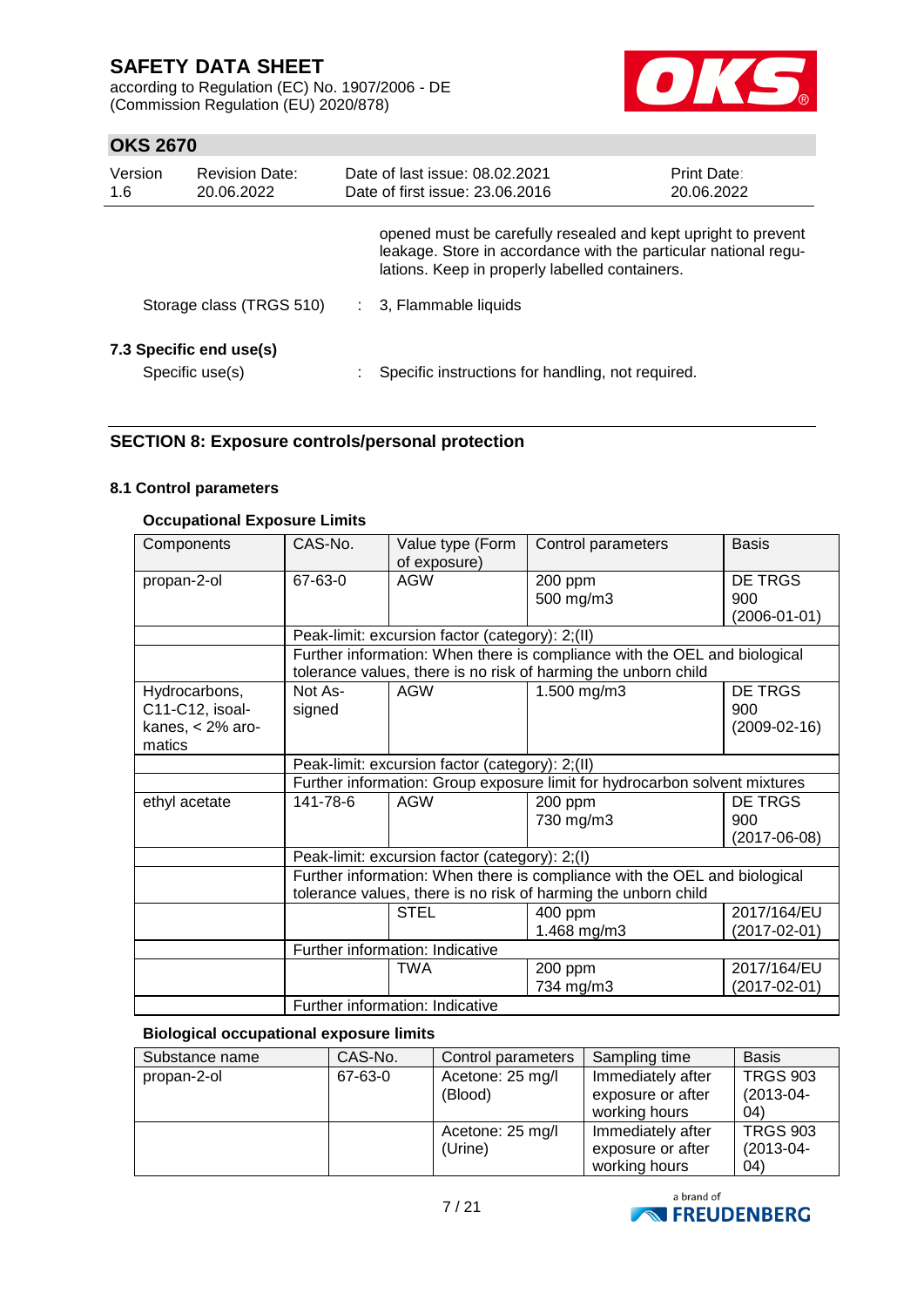opened must be carefully resealed and kept upright to prevent leakage. Store in accordance with the particular national regulations. Keep in properly labelled containers.

Storage class (TRGS 510) : 3, Flammable liquids

### 7.3 Specific end use(s)

Specific use(s) : Specific instructions for handling, not required.

## SECTION 8: Exposure controls/personal protection

### 8.1 Control parameters

**Occupational Exposure Limits**

| Components | CAS-No. | Value type (Form of exposure) | Control parameters | Basis |
|---|---|---|---|---|
| propan-2-ol | 67-63-0 | AGW | 200 ppm<br>500 mg/m3 | DE TRGS 900 (2006-01-01) |
| | Peak-limit: excursion factor (category): 2;(II) | | | |
| | Further information: When there is compliance with the OEL and biological tolerance values, there is no risk of harming the unborn child | | | |
| Hydrocarbons, C11-C12, isoalkanes, < 2% aromatics | Not Assigned | AGW | 1.500 mg/m3 | DE TRGS 900 (2009-02-16) |
| | Peak-limit: excursion factor (category): 2;(II) | | | |
| | Further information: Group exposure limit for hydrocarbon solvent mixtures | | | |
| ethyl acetate | 141-78-6 | AGW | 200 ppm<br>730 mg/m3 | DE TRGS 900 (2017-06-08) |
| | Peak-limit: excursion factor (category): 2;(I) | | | |
| | Further information: When there is compliance with the OEL and biological tolerance values, there is no risk of harming the unborn child | | | |
| | | STEL | 400 ppm<br>1.468 mg/m3 | 2017/164/EU (2017-02-01) |
| | Further information: Indicative | | | |
| | | TWA | 200 ppm<br>734 mg/m3 | 2017/164/EU (2017-02-01) |
| | Further information: Indicative | | | |

**Biological occupational exposure limits**

| Substance name | CAS-No. | Control parameters | Sampling time | Basis |
|---|---|---|---|---|
| propan-2-ol | 67-63-0 | Acetone: 25 mg/l (Blood) | Immediately after exposure or after working hours | TRGS 903 (2013-04-04) |
| | | Acetone: 25 mg/l (Urine) | Immediately after exposure or after working hours | TRGS 903 (2013-04-04) |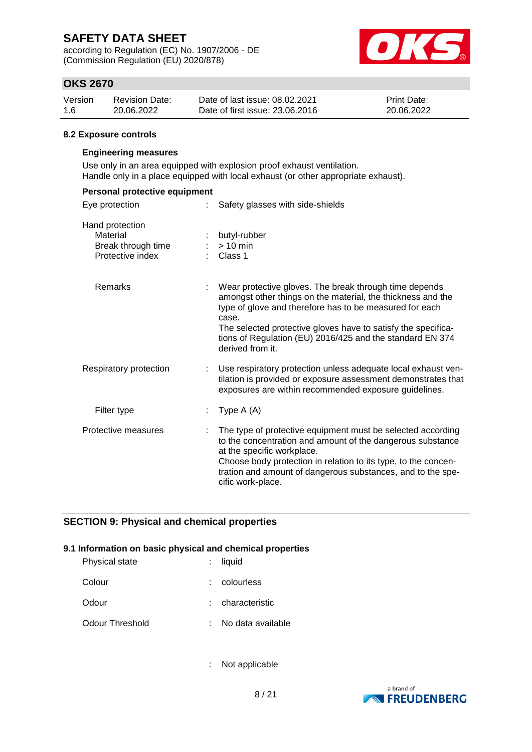### 8.2 Exposure controls

**Engineering measures**

Use only in an area equipped with explosion proof exhaust ventilation.
Handle only in a place equipped with local exhaust (or other appropriate exhaust).

**Personal protective equipment**

| | | |
|---|---|---|
| Eye protection | : | Safety glasses with side-shields |
| Hand protection | | |
| Material | : | butyl-rubber |
| Break through time | : | > 10 min |
| Protective index | : | Class 1 |
| Remarks | : | Wear protective gloves. The break through time depends amongst other things on the material, the thickness and the type of glove and therefore has to be measured for each case.<br>The selected protective gloves have to satisfy the specifications of Regulation (EU) 2016/425 and the standard EN 374 derived from it. |
| Respiratory protection | : | Use respiratory protection unless adequate local exhaust ventilation is provided or exposure assessment demonstrates that exposures are within recommended exposure guidelines. |
| Filter type | : | Type A (A) |
| Protective measures | : | The type of protective equipment must be selected according to the concentration and amount of the dangerous substance at the specific workplace.<br>Choose body protection in relation to its type, to the concentration and amount of dangerous substances, and to the specific work-place. |

## SECTION 9: Physical and chemical properties

### 9.1 Information on basic physical and chemical properties

| | | |
|---|---|---|
| Physical state | : | liquid |
| Colour | : | colourless |
| Odour | : | characteristic |
| Odour Threshold | : | No data available |
| | : | Not applicable |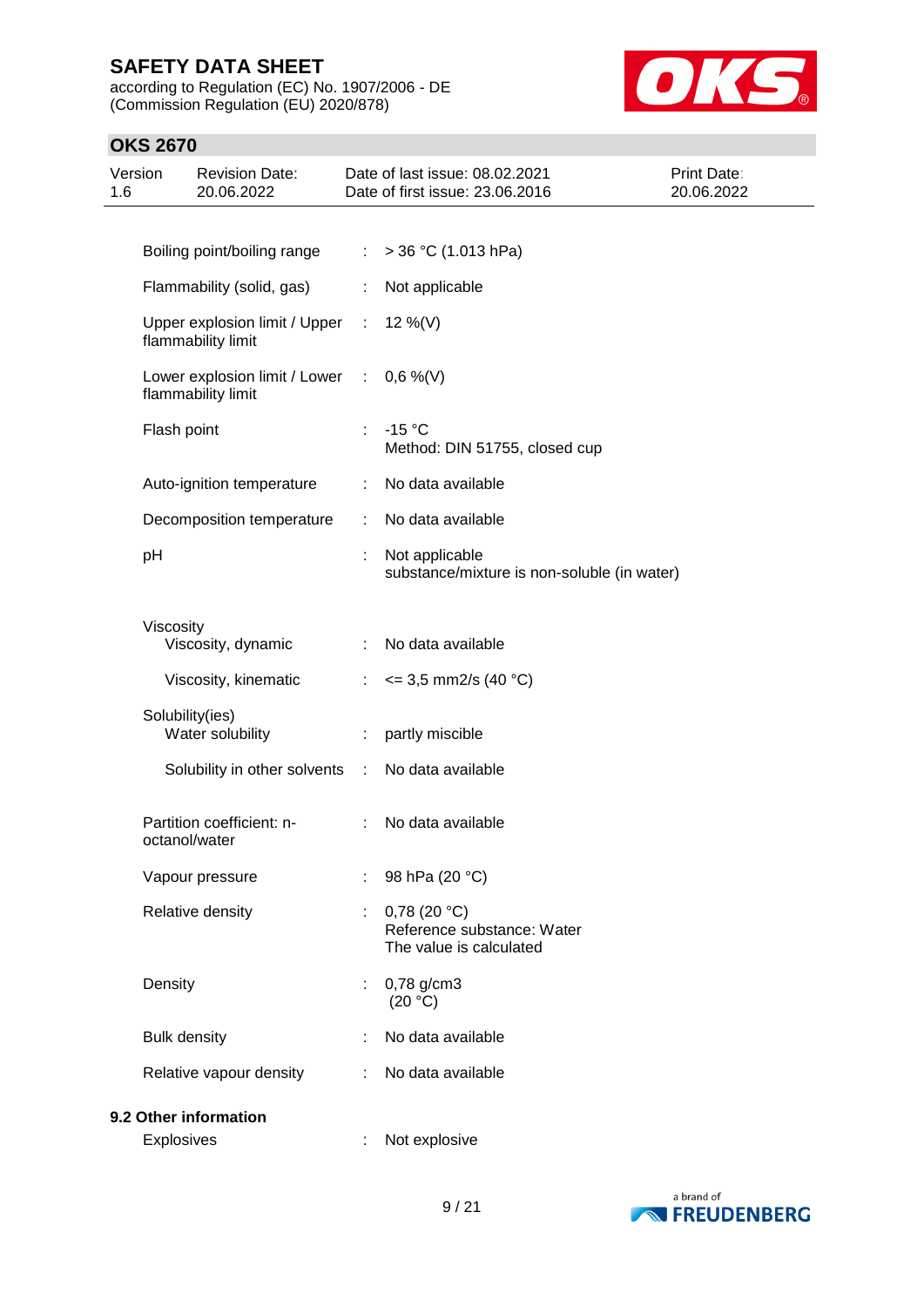| | | |
|---|---|---|
| Boiling point/boiling range | : | > 36 °C (1.013 hPa) |
| Flammability (solid, gas) | : | Not applicable |
| Upper explosion limit / Upper flammability limit | : | 12 %(V) |
| Lower explosion limit / Lower flammability limit | : | 0,6 %(V) |
| Flash point | : | -15 °C<br>Method: DIN 51755, closed cup |
| Auto-ignition temperature | : | No data available |
| Decomposition temperature | : | No data available |
| pH | : | Not applicable<br>substance/mixture is non-soluble (in water) |
| Viscosity | | |
| Viscosity, dynamic | : | No data available |
| Viscosity, kinematic | : | <= 3,5 mm2/s (40 °C) |
| Solubility(ies) | | |
| Water solubility | : | partly miscible |
| Solubility in other solvents | : | No data available |
| Partition coefficient: n-octanol/water | : | No data available |
| Vapour pressure | : | 98 hPa (20 °C) |
| Relative density | : | 0,78 (20 °C)<br>Reference substance: Water<br>The value is calculated |
| Density | : | 0,78 g/cm3<br>(20 °C) |
| Bulk density | : | No data available |
| Relative vapour density | : | No data available |

**9.2 Other information**

| | | |
|---|---|---|
| Explosives | : | Not explosive |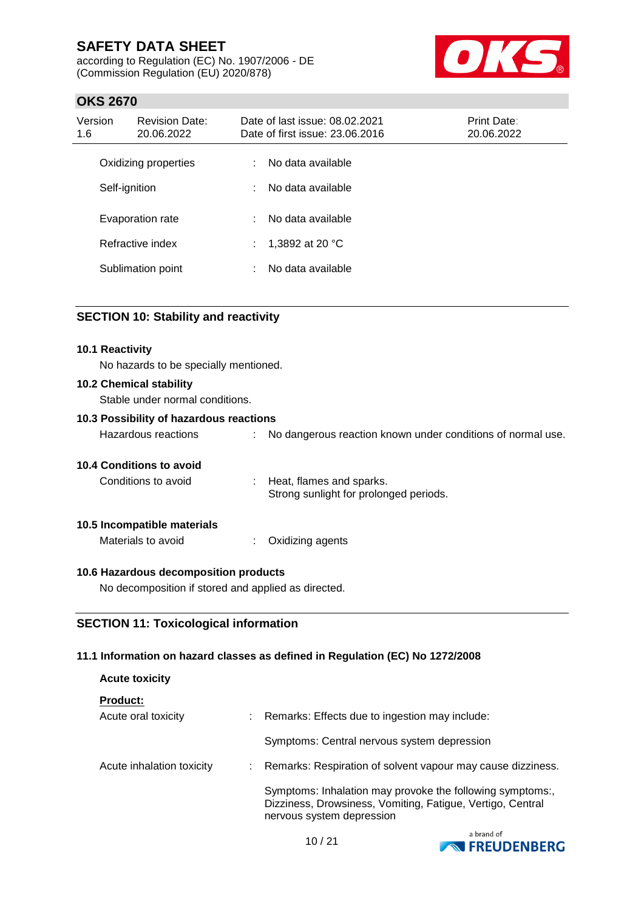| | | |
|---|---|---|
| Oxidizing properties | : | No data available |
| Self-ignition | : | No data available |
| Evaporation rate | : | No data available |
| Refractive index | : | 1,3892 at 20 °C |
| Sublimation point | : | No data available |

## SECTION 10: Stability and reactivity

### 10.1 Reactivity

No hazards to be specially mentioned.

### 10.2 Chemical stability

Stable under normal conditions.

### 10.3 Possibility of hazardous reactions

Hazardous reactions : No dangerous reaction known under conditions of normal use.

### 10.4 Conditions to avoid

Conditions to avoid : Heat, flames and sparks.
Strong sunlight for prolonged periods.

### 10.5 Incompatible materials

Materials to avoid : Oxidizing agents

### 10.6 Hazardous decomposition products

No decomposition if stored and applied as directed.

## SECTION 11: Toxicological information

### 11.1 Information on hazard classes as defined in Regulation (EC) No 1272/2008

**Acute toxicity**

**Product:**

Acute oral toxicity : Remarks: Effects due to ingestion may include:

Symptoms: Central nervous system depression

Acute inhalation toxicity : Remarks: Respiration of solvent vapour may cause dizziness.

Symptoms: Inhalation may provoke the following symptoms:, Dizziness, Drowsiness, Vomiting, Fatigue, Vertigo, Central nervous system depression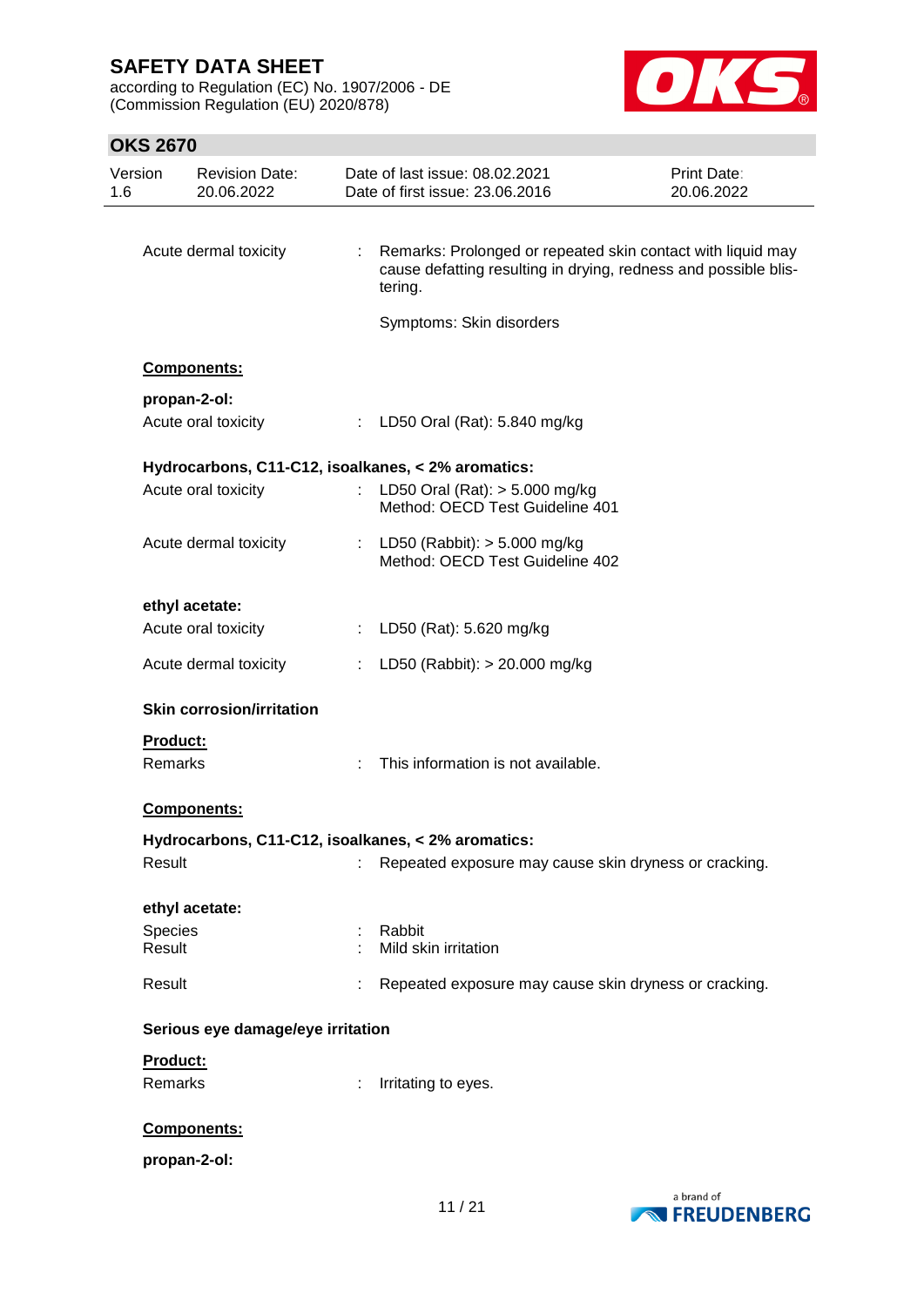Acute dermal toxicity : Remarks: Prolonged or repeated skin contact with liquid may cause defatting resulting in drying, redness and possible blistering.

Symptoms: Skin disorders

**Components:**

**propan-2-ol:**

Acute oral toxicity : LD50 Oral (Rat): 5.840 mg/kg

**Hydrocarbons, C11-C12, isoalkanes, < 2% aromatics:**

Acute oral toxicity : LD50 Oral (Rat): > 5.000 mg/kg
Method: OECD Test Guideline 401

Acute dermal toxicity : LD50 (Rabbit): > 5.000 mg/kg
Method: OECD Test Guideline 402

**ethyl acetate:**

Acute oral toxicity : LD50 (Rat): 5.620 mg/kg

Acute dermal toxicity : LD50 (Rabbit): > 20.000 mg/kg

**Skin corrosion/irritation**

**Product:**

Remarks : This information is not available.

**Components:**

**Hydrocarbons, C11-C12, isoalkanes, < 2% aromatics:**

Result : Repeated exposure may cause skin dryness or cracking.

**ethyl acetate:**

Species : Rabbit
Result : Mild skin irritation

Result : Repeated exposure may cause skin dryness or cracking.

**Serious eye damage/eye irritation**

**Product:**

Remarks : Irritating to eyes.

**Components:**

**propan-2-ol:**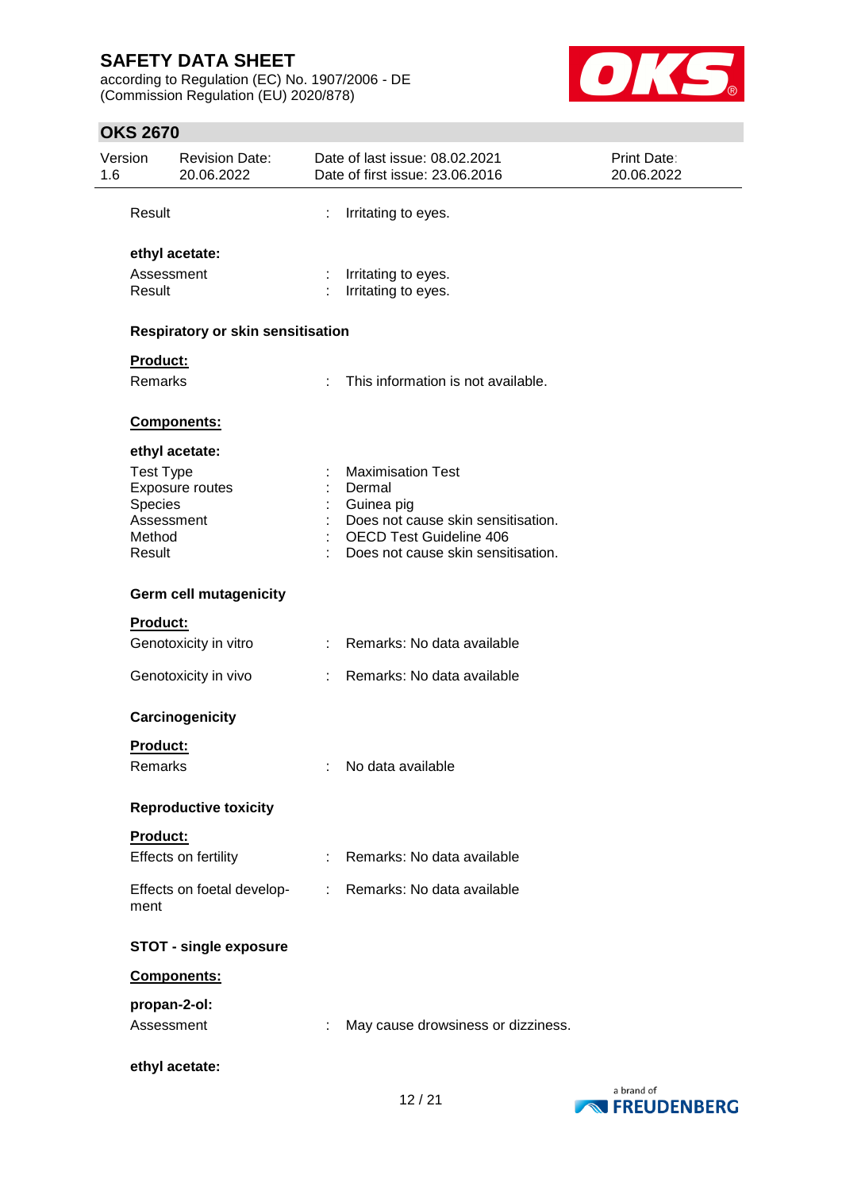Result : Irritating to eyes.

**ethyl acetate:**

Assessment : Irritating to eyes.
Result : Irritating to eyes.

**Respiratory or skin sensitisation**

**Product:**

Remarks : This information is not available.

**Components:**

**ethyl acetate:**

Test Type : Maximisation Test
Exposure routes : Dermal
Species : Guinea pig
Assessment : Does not cause skin sensitisation.
Method : OECD Test Guideline 406
Result : Does not cause skin sensitisation.

**Germ cell mutagenicity**

**Product:**

Genotoxicity in vitro : Remarks: No data available

Genotoxicity in vivo : Remarks: No data available

**Carcinogenicity**

**Product:**

Remarks : No data available

**Reproductive toxicity**

**Product:**

Effects on fertility : Remarks: No data available

Effects on foetal development : Remarks: No data available

**STOT - single exposure**

**Components:**

**propan-2-ol:**

Assessment : May cause drowsiness or dizziness.

**ethyl acetate:**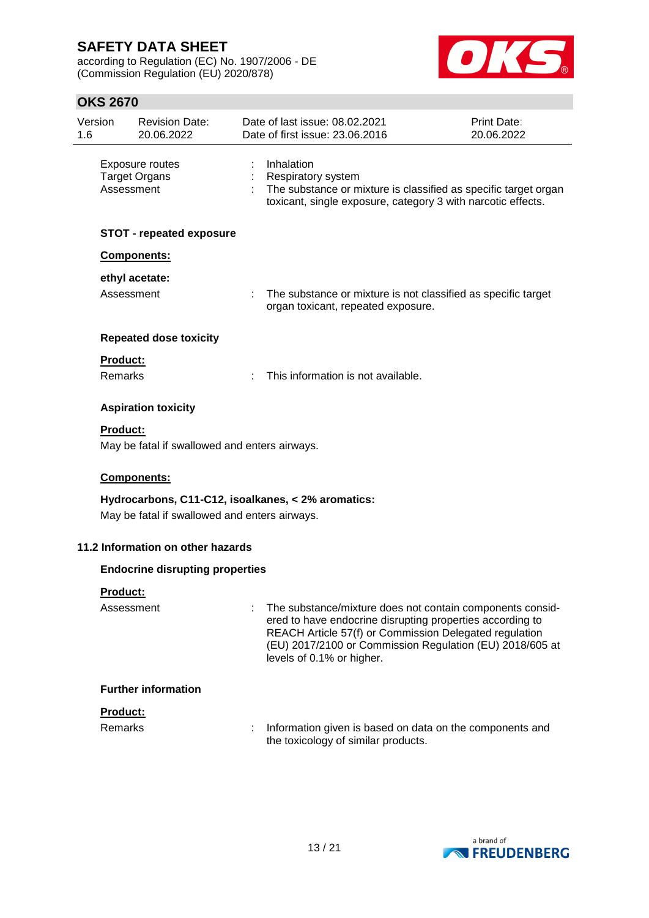| | | |
|---|---|---|
| Exposure routes | : | Inhalation |
| Target Organs | : | Respiratory system |
| Assessment | : | The substance or mixture is classified as specific target organ toxicant, single exposure, category 3 with narcotic effects. |

**STOT - repeated exposure**

**Components:**

**ethyl acetate:**

| | | |
|---|---|---|
| Assessment | : | The substance or mixture is not classified as specific target organ toxicant, repeated exposure. |

**Repeated dose toxicity**

**Product:**

| | | |
|---|---|---|
| Remarks | : | This information is not available. |

**Aspiration toxicity**

**Product:**

May be fatal if swallowed and enters airways.

**Components:**

**Hydrocarbons, C11-C12, isoalkanes, < 2% aromatics:**

May be fatal if swallowed and enters airways.

### 11.2 Information on other hazards

**Endocrine disrupting properties**

**Product:**

| | | |
|---|---|---|
| Assessment | : | The substance/mixture does not contain components considered to have endocrine disrupting properties according to REACH Article 57(f) or Commission Delegated regulation (EU) 2017/2100 or Commission Regulation (EU) 2018/605 at levels of 0.1% or higher. |

**Further information**

**Product:**

| | | |
|---|---|---|
| Remarks | : | Information given is based on data on the components and the toxicology of similar products. |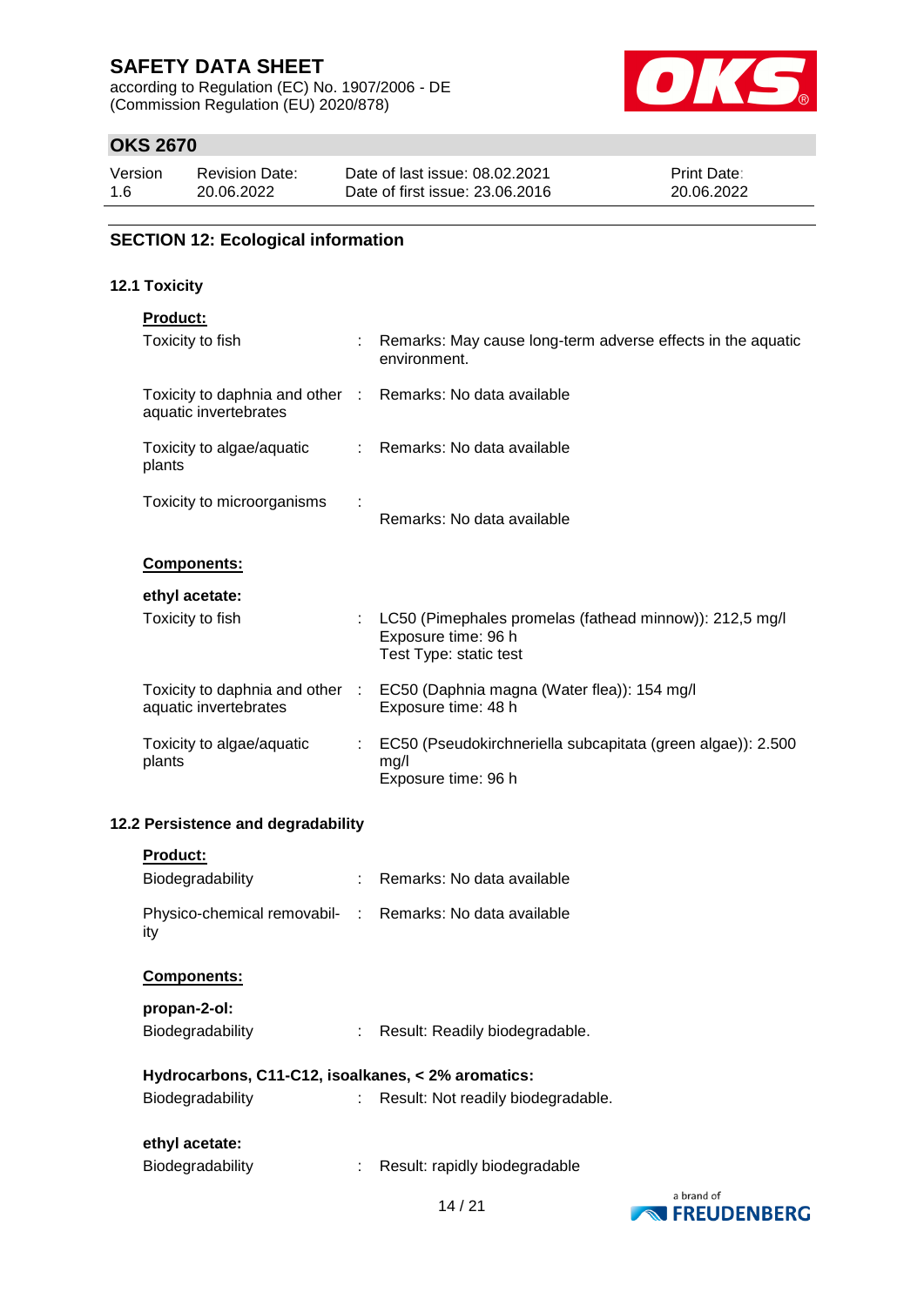## SECTION 12: Ecological information

### 12.1 Toxicity

**Product:**

| | | |
|---|---|---|
| Toxicity to fish | : | Remarks: May cause long-term adverse effects in the aquatic environment. |
| Toxicity to daphnia and other aquatic invertebrates | : | Remarks: No data available |
| Toxicity to algae/aquatic plants | : | Remarks: No data available |
| Toxicity to microorganisms | : | Remarks: No data available |

**Components:**

**ethyl acetate:**

| | | |
|---|---|---|
| Toxicity to fish | : | LC50 (Pimephales promelas (fathead minnow)): 212,5 mg/l<br>Exposure time: 96 h<br>Test Type: static test |
| Toxicity to daphnia and other aquatic invertebrates | : | EC50 (Daphnia magna (Water flea)): 154 mg/l<br>Exposure time: 48 h |
| Toxicity to algae/aquatic plants | : | EC50 (Pseudokirchneriella subcapitata (green algae)): 2.500 mg/l<br>Exposure time: 96 h |

### 12.2 Persistence and degradability

**Product:**

| | | |
|---|---|---|
| Biodegradability | : | Remarks: No data available |
| Physico-chemical removability | : | Remarks: No data available |

**Components:**

**propan-2-ol:**

| | | |
|---|---|---|
| Biodegradability | : | Result: Readily biodegradable. |

**Hydrocarbons, C11-C12, isoalkanes, < 2% aromatics:**

| | | |
|---|---|---|
| Biodegradability | : | Result: Not readily biodegradable. |

**ethyl acetate:**

| | | |
|---|---|---|
| Biodegradability | : | Result: rapidly biodegradable |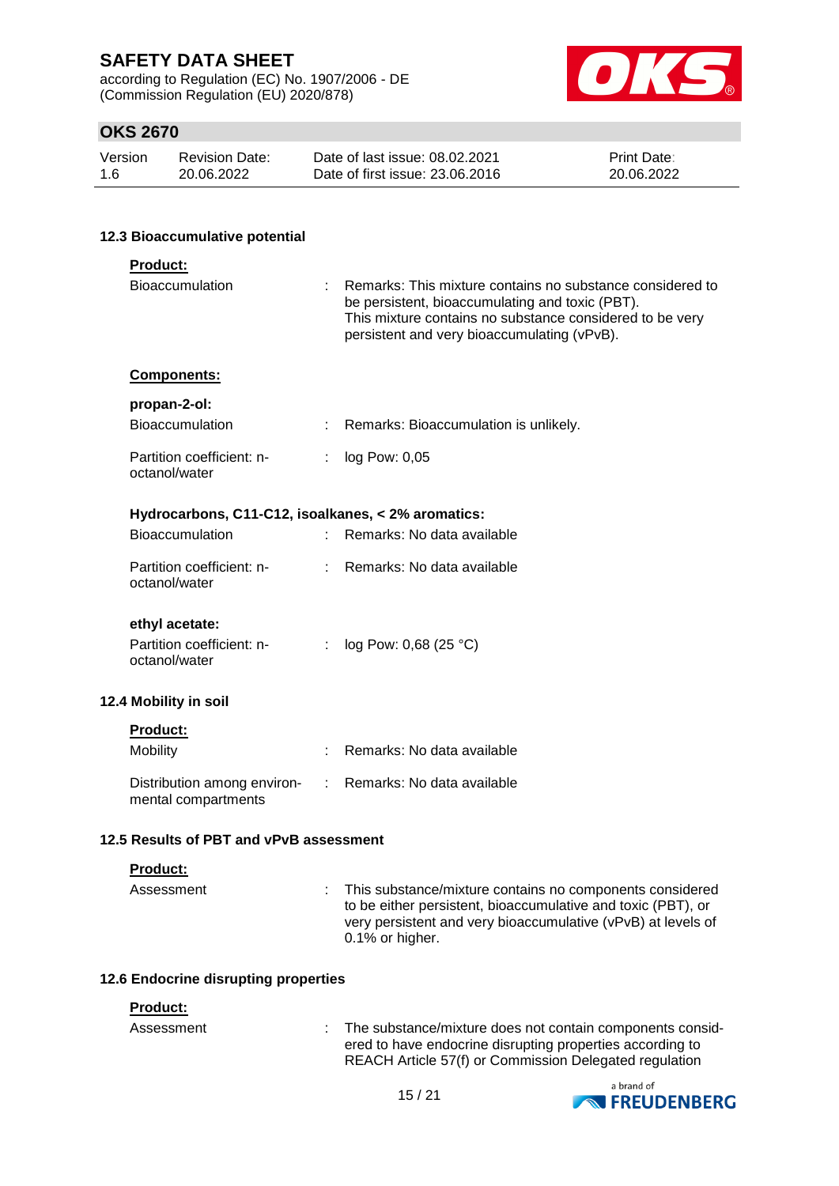### 12.3 Bioaccumulative potential

**Product:**

| | |
|---|---|
| Bioaccumulation | : Remarks: This mixture contains no substance considered to be persistent, bioaccumulating and toxic (PBT). This mixture contains no substance considered to be very persistent and very bioaccumulating (vPvB). |

**Components:**

**propan-2-ol:**

| | |
|---|---|
| Bioaccumulation | : Remarks: Bioaccumulation is unlikely. |
| Partition coefficient: n-octanol/water | : log Pow: 0,05 |

**Hydrocarbons, C11-C12, isoalkanes, < 2% aromatics:**

| | |
|---|---|
| Bioaccumulation | : Remarks: No data available |
| Partition coefficient: n-octanol/water | : Remarks: No data available |

**ethyl acetate:**

| | |
|---|---|
| Partition coefficient: n-octanol/water | : log Pow: 0,68 (25 °C) |

### 12.4 Mobility in soil

**Product:**

| | |
|---|---|
| Mobility | : Remarks: No data available |
| Distribution among environmental compartments | : Remarks: No data available |

### 12.5 Results of PBT and vPvB assessment

**Product:**

| | |
|---|---|
| Assessment | : This substance/mixture contains no components considered to be either persistent, bioaccumulative and toxic (PBT), or very persistent and very bioaccumulative (vPvB) at levels of 0.1% or higher. |

### 12.6 Endocrine disrupting properties

**Product:**

| | |
|---|---|
| Assessment | : The substance/mixture does not contain components considered to have endocrine disrupting properties according to REACH Article 57(f) or Commission Delegated regulation |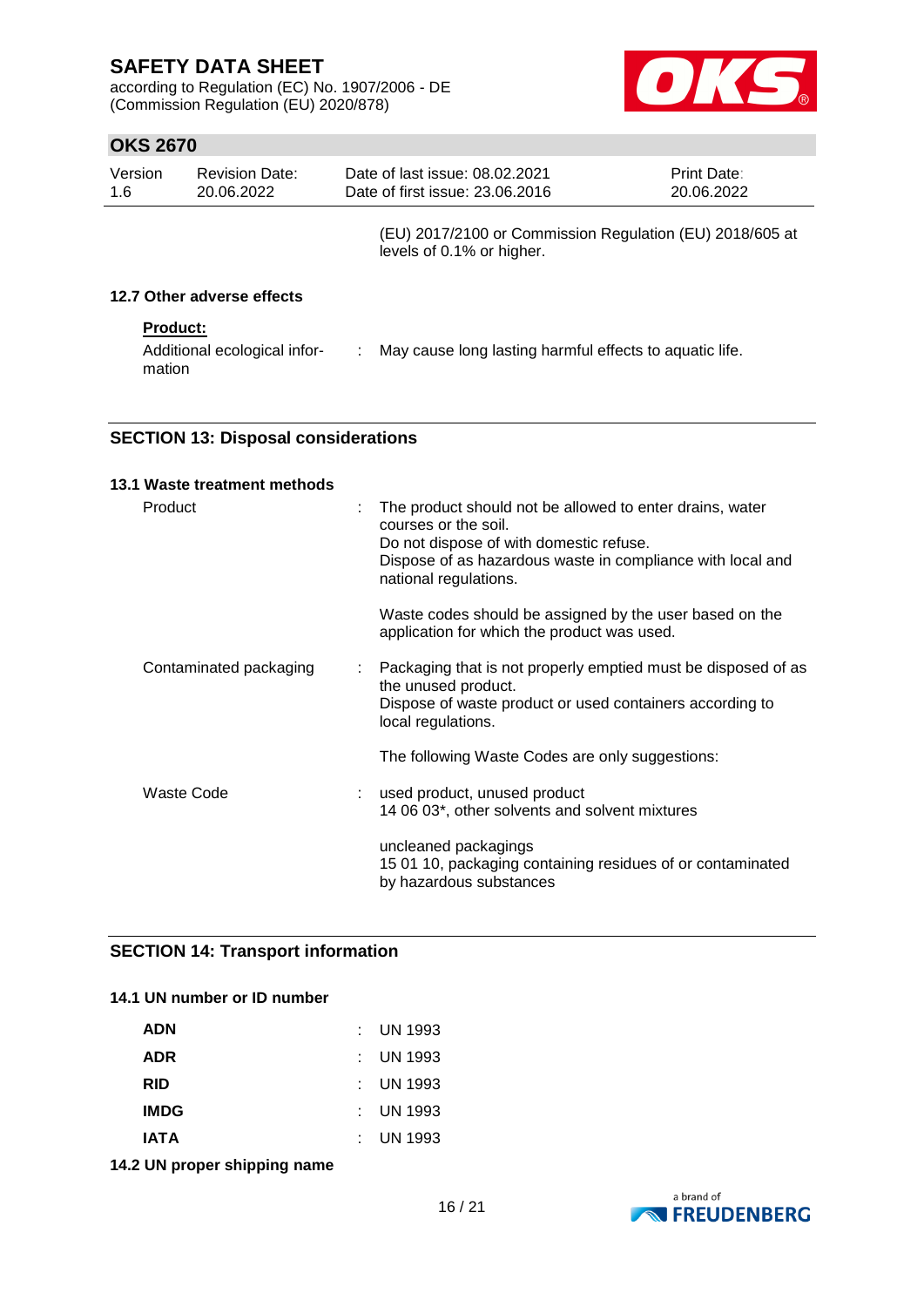(EU) 2017/2100 or Commission Regulation (EU) 2018/605 at levels of 0.1% or higher.

### 12.7 Other adverse effects

**Product:**

Additional ecological information : May cause long lasting harmful effects to aquatic life.

## SECTION 13: Disposal considerations

### 13.1 Waste treatment methods

| | |
|---|---|
| Product | : The product should not be allowed to enter drains, water courses or the soil.<br>Do not dispose of with domestic refuse.<br>Dispose of as hazardous waste in compliance with local and national regulations.<br><br>Waste codes should be assigned by the user based on the application for which the product was used. |
| Contaminated packaging | : Packaging that is not properly emptied must be disposed of as the unused product.<br>Dispose of waste product or used containers according to local regulations.<br><br>The following Waste Codes are only suggestions: |
| Waste Code | : used product, unused product<br>14 06 03*, other solvents and solvent mixtures<br><br>uncleaned packagings<br>15 01 10, packaging containing residues of or contaminated by hazardous substances |

## SECTION 14: Transport information

### 14.1 UN number or ID number

| | |
|---|---|
| **ADN** | : UN 1993 |
| **ADR** | : UN 1993 |
| **RID** | : UN 1993 |
| **IMDG** | : UN 1993 |
| **IATA** | : UN 1993 |

### 14.2 UN proper shipping name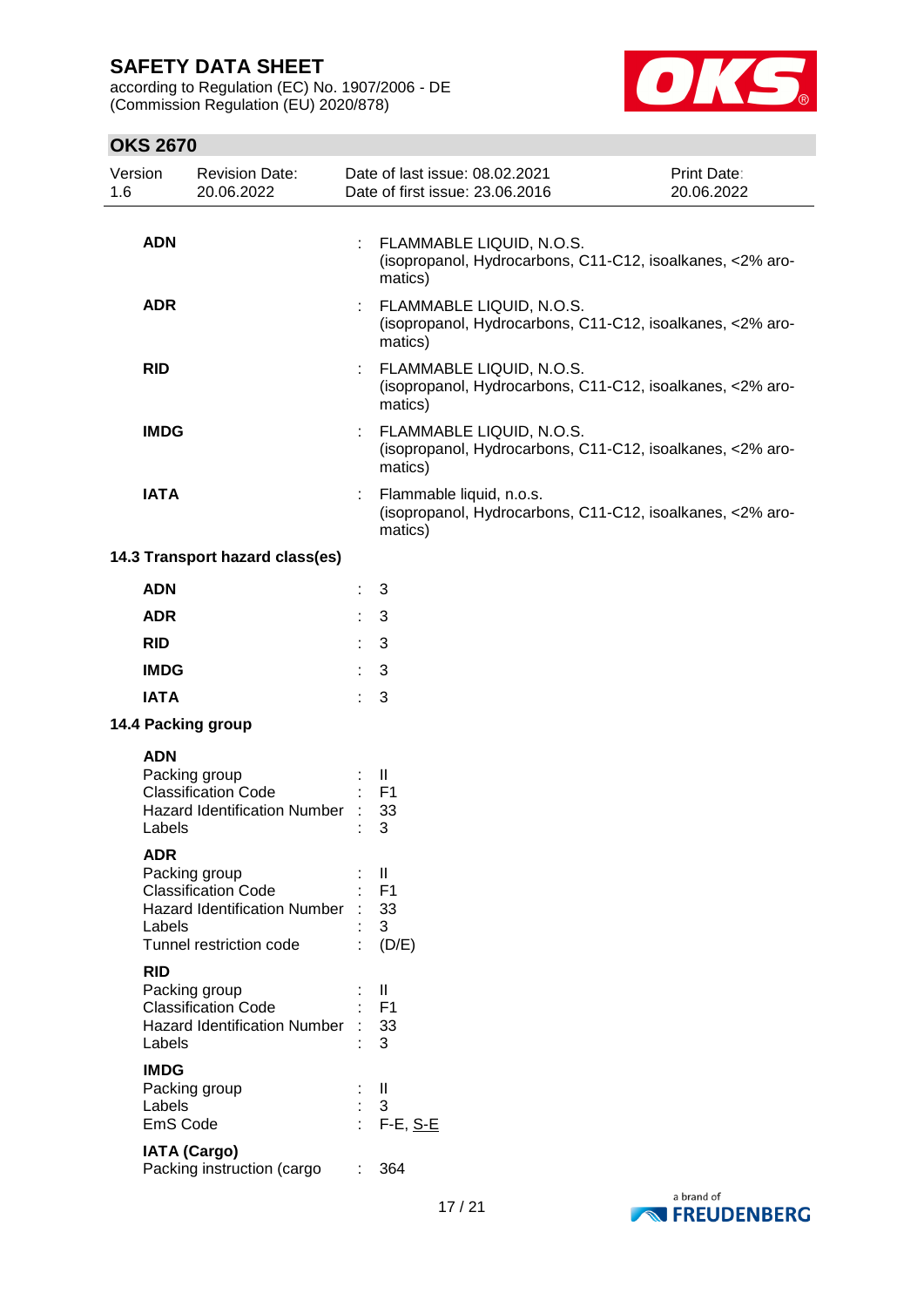| | | |
|---|---|---|
| **ADN** | : | FLAMMABLE LIQUID, N.O.S. (isopropanol, Hydrocarbons, C11-C12, isoalkanes, <2% aromatics) |
| **ADR** | : | FLAMMABLE LIQUID, N.O.S. (isopropanol, Hydrocarbons, C11-C12, isoalkanes, <2% aromatics) |
| **RID** | : | FLAMMABLE LIQUID, N.O.S. (isopropanol, Hydrocarbons, C11-C12, isoalkanes, <2% aromatics) |
| **IMDG** | : | FLAMMABLE LIQUID, N.O.S. (isopropanol, Hydrocarbons, C11-C12, isoalkanes, <2% aromatics) |
| **IATA** | : | Flammable liquid, n.o.s. (isopropanol, Hydrocarbons, C11-C12, isoalkanes, <2% aromatics) |

**14.3 Transport hazard class(es)**

| | | |
|---|---|---|
| **ADN** | : | 3 |
| **ADR** | : | 3 |
| **RID** | : | 3 |
| **IMDG** | : | 3 |
| **IATA** | : | 3 |

**14.4 Packing group**

**ADN**

| | | |
|---|---|---|
| Packing group | : | II |
| Classification Code | : | F1 |
| Hazard Identification Number | : | 33 |
| Labels | : | 3 |

**ADR**

| | | |
|---|---|---|
| Packing group | : | II |
| Classification Code | : | F1 |
| Hazard Identification Number | : | 33 |
| Labels | : | 3 |
| Tunnel restriction code | : | (D/E) |

**RID**

| | | |
|---|---|---|
| Packing group | : | II |
| Classification Code | : | F1 |
| Hazard Identification Number | : | 33 |
| Labels | : | 3 |

**IMDG**

| | | |
|---|---|---|
| Packing group | : | II |
| Labels | : | 3 |
| EmS Code | : | F-E, S-E |

**IATA (Cargo)**

| | | |
|---|---|---|
| Packing instruction (cargo | : | 364 |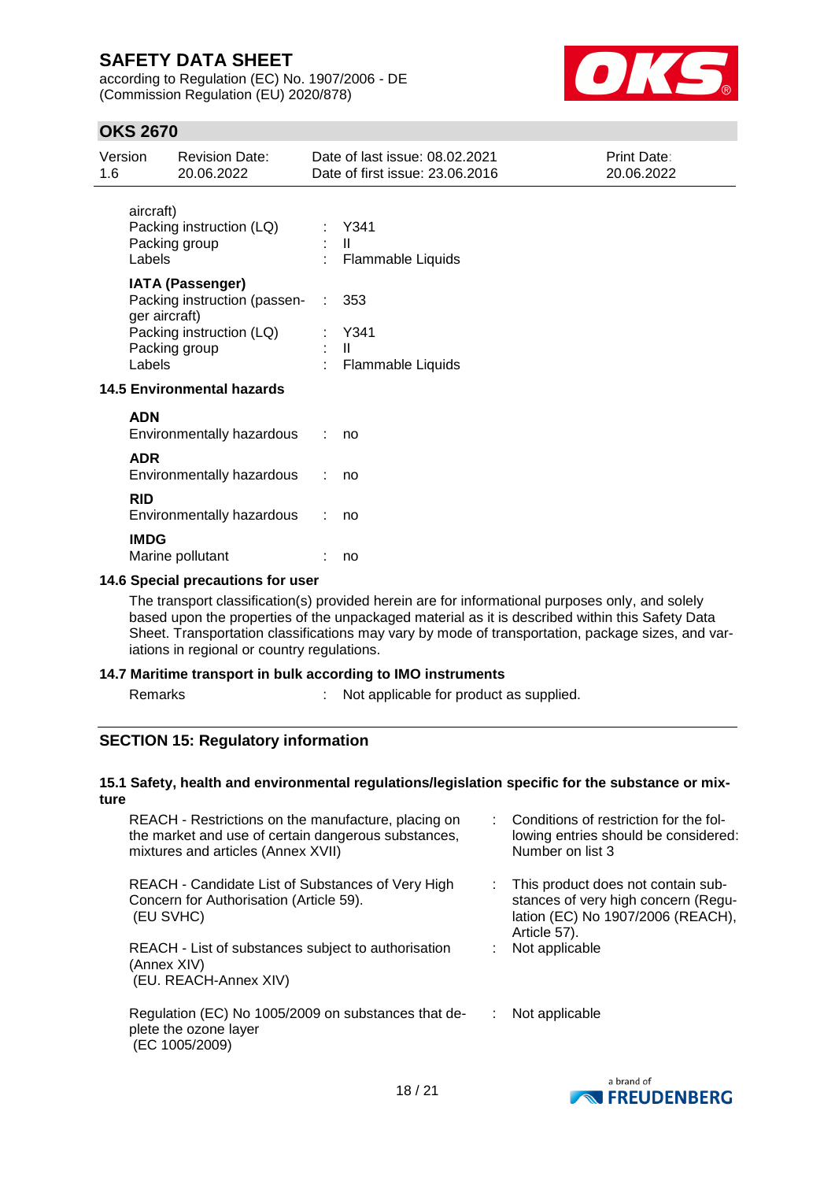aircraft)

| | | |
|---|---|---|
| Packing instruction (LQ) | : | Y341 |
| Packing group | : | II |
| Labels | : | Flammable Liquids |

**IATA (Passenger)**

| | | |
|---|---|---|
| Packing instruction (passenger aircraft) | : | 353 |
| Packing instruction (LQ) | : | Y341 |
| Packing group | : | II |
| Labels | : | Flammable Liquids |

**14.5 Environmental hazards**

**ADN**

Environmentally hazardous : no

**ADR**

Environmentally hazardous : no

**RID**

Environmentally hazardous : no

**IMDG**

Marine pollutant : no

**14.6 Special precautions for user**

The transport classification(s) provided herein are for informational purposes only, and solely based upon the properties of the unpackaged material as it is described within this Safety Data Sheet. Transportation classifications may vary by mode of transportation, package sizes, and variations in regional or country regulations.

**14.7 Maritime transport in bulk according to IMO instruments**

Remarks : Not applicable for product as supplied.

## SECTION 15: Regulatory information

**15.1 Safety, health and environmental regulations/legislation specific for the substance or mixture**

| | | |
|---|---|---|
| REACH - Restrictions on the manufacture, placing on the market and use of certain dangerous substances, mixtures and articles (Annex XVII) | : | Conditions of restriction for the following entries should be considered: Number on list 3 |
| REACH - Candidate List of Substances of Very High Concern for Authorisation (Article 59). (EU SVHC) | : | This product does not contain substances of very high concern (Regulation (EC) No 1907/2006 (REACH), Article 57). |
| REACH - List of substances subject to authorisation (Annex XIV) (EU. REACH-Annex XIV) | : | Not applicable |
| Regulation (EC) No 1005/2009 on substances that deplete the ozone layer (EC 1005/2009) | : | Not applicable |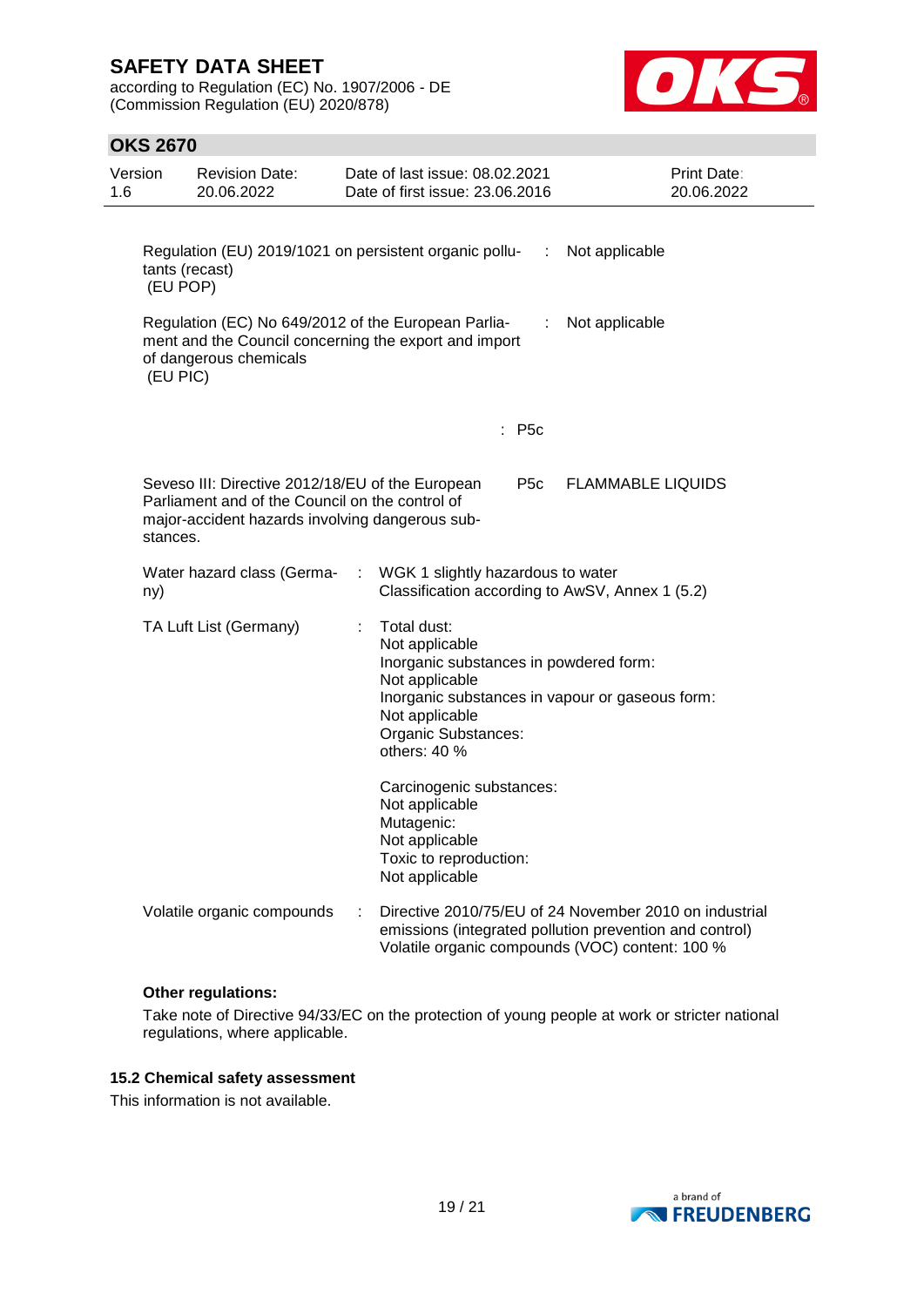Regulation (EU) 2019/1021 on persistent organic pollutants (recast) (EU POP) : Not applicable

Regulation (EC) No 649/2012 of the European Parliament and the Council concerning the export and import of dangerous chemicals (EU PIC) : Not applicable

: P5c

Seveso III: Directive 2012/18/EU of the European Parliament and of the Council on the control of major-accident hazards involving dangerous substances. P5c FLAMMABLE LIQUIDS

Water hazard class (Germany) : WGK 1 slightly hazardous to water
Classification according to AwSV, Annex 1 (5.2)

TA Luft List (Germany) : Total dust:
Not applicable
Inorganic substances in powdered form:
Not applicable
Inorganic substances in vapour or gaseous form:
Not applicable
Organic Substances:
others: 40 %

Carcinogenic substances:
Not applicable
Mutagenic:
Not applicable
Toxic to reproduction:
Not applicable

Volatile organic compounds : Directive 2010/75/EU of 24 November 2010 on industrial emissions (integrated pollution prevention and control)
Volatile organic compounds (VOC) content: 100 %

**Other regulations:**

Take note of Directive 94/33/EC on the protection of young people at work or stricter national regulations, where applicable.

### 15.2 Chemical safety assessment

This information is not available.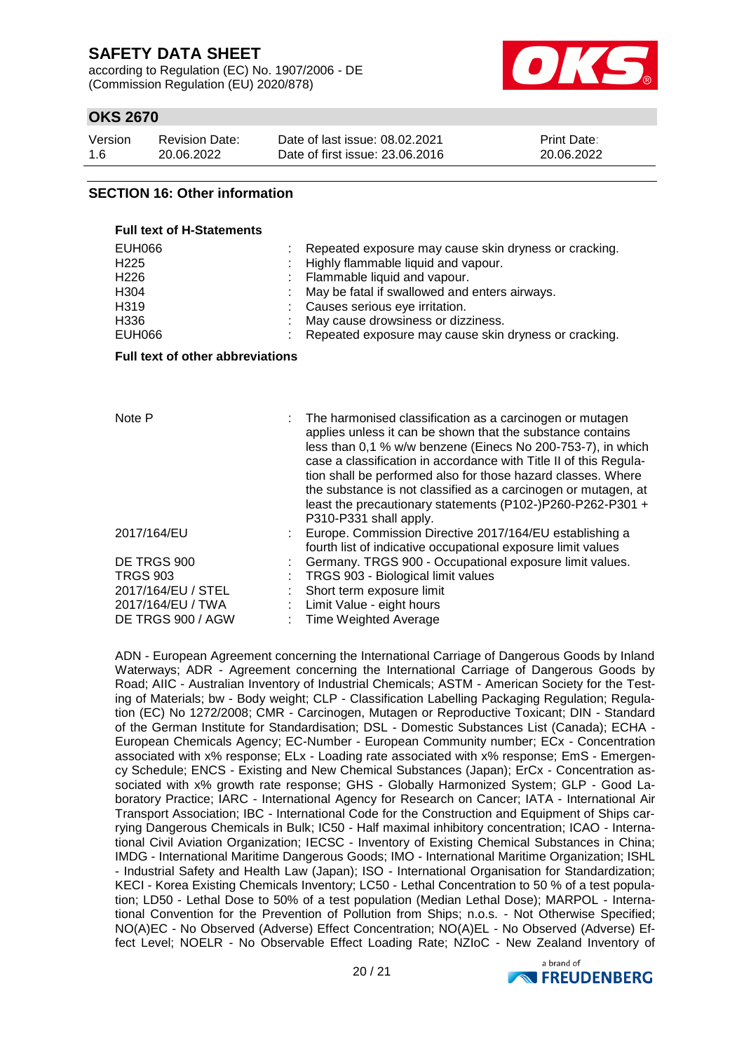## SECTION 16: Other information

**Full text of H-Statements**

| | |
|---|---|
| EUH066 | : Repeated exposure may cause skin dryness or cracking. |
| H225 | : Highly flammable liquid and vapour. |
| H226 | : Flammable liquid and vapour. |
| H304 | : May be fatal if swallowed and enters airways. |
| H319 | : Causes serious eye irritation. |
| H336 | : May cause drowsiness or dizziness. |
| EUH066 | : Repeated exposure may cause skin dryness or cracking. |

**Full text of other abbreviations**

| | |
|---|---|
| Note P | : The harmonised classification as a carcinogen or mutagen applies unless it can be shown that the substance contains less than 0,1 % w/w benzene (Einecs No 200-753-7), in which case a classification in accordance with Title II of this Regulation shall be performed also for those hazard classes. Where the substance is not classified as a carcinogen or mutagen, at least the precautionary statements (P102-)P260-P262-P301 + P310-P331 shall apply. |
| 2017/164/EU | : Europe. Commission Directive 2017/164/EU establishing a fourth list of indicative occupational exposure limit values |
| DE TRGS 900 | : Germany. TRGS 900 - Occupational exposure limit values. |
| TRGS 903 | : TRGS 903 - Biological limit values |
| 2017/164/EU / STEL | : Short term exposure limit |
| 2017/164/EU / TWA | : Limit Value - eight hours |
| DE TRGS 900 / AGW | : Time Weighted Average |

ADN - European Agreement concerning the International Carriage of Dangerous Goods by Inland Waterways; ADR - Agreement concerning the International Carriage of Dangerous Goods by Road; AIIC - Australian Inventory of Industrial Chemicals; ASTM - American Society for the Testing of Materials; bw - Body weight; CLP - Classification Labelling Packaging Regulation; Regulation (EC) No 1272/2008; CMR - Carcinogen, Mutagen or Reproductive Toxicant; DIN - Standard of the German Institute for Standardisation; DSL - Domestic Substances List (Canada); ECHA - European Chemicals Agency; EC-Number - European Community number; ECx - Concentration associated with x% response; ELx - Loading rate associated with x% response; EmS - Emergency Schedule; ENCS - Existing and New Chemical Substances (Japan); ErCx - Concentration associated with x% growth rate response; GHS - Globally Harmonized System; GLP - Good Laboratory Practice; IARC - International Agency for Research on Cancer; IATA - International Air Transport Association; IBC - International Code for the Construction and Equipment of Ships carrying Dangerous Chemicals in Bulk; IC50 - Half maximal inhibitory concentration; ICAO - International Civil Aviation Organization; IECSC - Inventory of Existing Chemical Substances in China; IMDG - International Maritime Dangerous Goods; IMO - International Maritime Organization; ISHL - Industrial Safety and Health Law (Japan); ISO - International Organisation for Standardization; KECI - Korea Existing Chemicals Inventory; LC50 - Lethal Concentration to 50 % of a test population; LD50 - Lethal Dose to 50% of a test population (Median Lethal Dose); MARPOL - International Convention for the Prevention of Pollution from Ships; n.o.s. - Not Otherwise Specified; NO(A)EC - No Observed (Adverse) Effect Concentration; NO(A)EL - No Observed (Adverse) Effect Level; NOELR - No Observable Effect Loading Rate; NZIoC - New Zealand Inventory of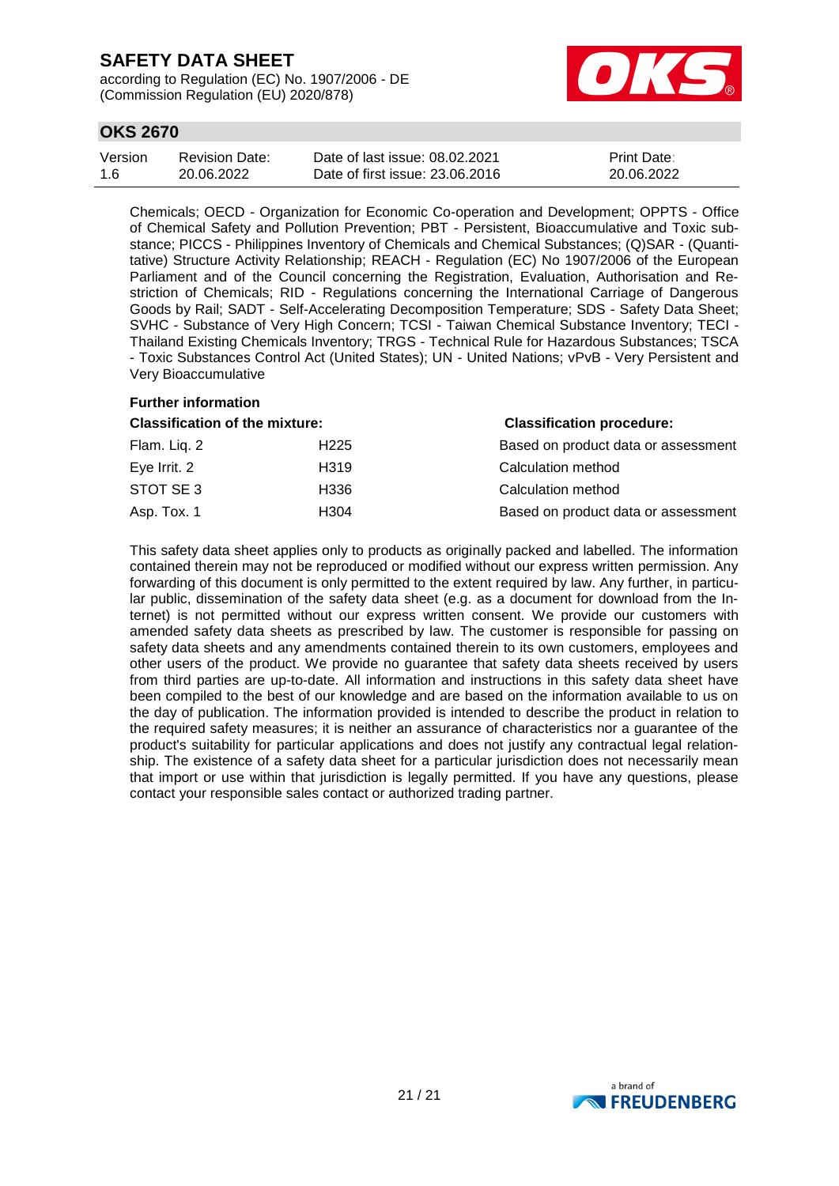Chemicals; OECD - Organization for Economic Co-operation and Development; OPPTS - Office of Chemical Safety and Pollution Prevention; PBT - Persistent, Bioaccumulative and Toxic substance; PICCS - Philippines Inventory of Chemicals and Chemical Substances; (Q)SAR - (Quantitative) Structure Activity Relationship; REACH - Regulation (EC) No 1907/2006 of the European Parliament and of the Council concerning the Registration, Evaluation, Authorisation and Restriction of Chemicals; RID - Regulations concerning the International Carriage of Dangerous Goods by Rail; SADT - Self-Accelerating Decomposition Temperature; SDS - Safety Data Sheet; SVHC - Substance of Very High Concern; TCSI - Taiwan Chemical Substance Inventory; TECI - Thailand Existing Chemicals Inventory; TRGS - Technical Rule for Hazardous Substances; TSCA - Toxic Substances Control Act (United States); UN - United Nations; vPvB - Very Persistent and Very Bioaccumulative

**Further information**

| Classification of the mixture: | | Classification procedure: |
|---|---|---|
| Flam. Liq. 2 | H225 | Based on product data or assessment |
| Eye Irrit. 2 | H319 | Calculation method |
| STOT SE 3 | H336 | Calculation method |
| Asp. Tox. 1 | H304 | Based on product data or assessment |

This safety data sheet applies only to products as originally packed and labelled. The information contained therein may not be reproduced or modified without our express written permission. Any forwarding of this document is only permitted to the extent required by law. Any further, in particular public, dissemination of the safety data sheet (e.g. as a document for download from the Internet) is not permitted without our express written consent. We provide our customers with amended safety data sheets as prescribed by law. The customer is responsible for passing on safety data sheets and any amendments contained therein to its own customers, employees and other users of the product. We provide no guarantee that safety data sheets received by users from third parties are up-to-date. All information and instructions in this safety data sheet have been compiled to the best of our knowledge and are based on the information available to us on the day of publication. The information provided is intended to describe the product in relation to the required safety measures; it is neither an assurance of characteristics nor a guarantee of the product's suitability for particular applications and does not justify any contractual legal relationship. The existence of a safety data sheet for a particular jurisdiction does not necessarily mean that import or use within that jurisdiction is legally permitted. If you have any questions, please contact your responsible sales contact or authorized trading partner.